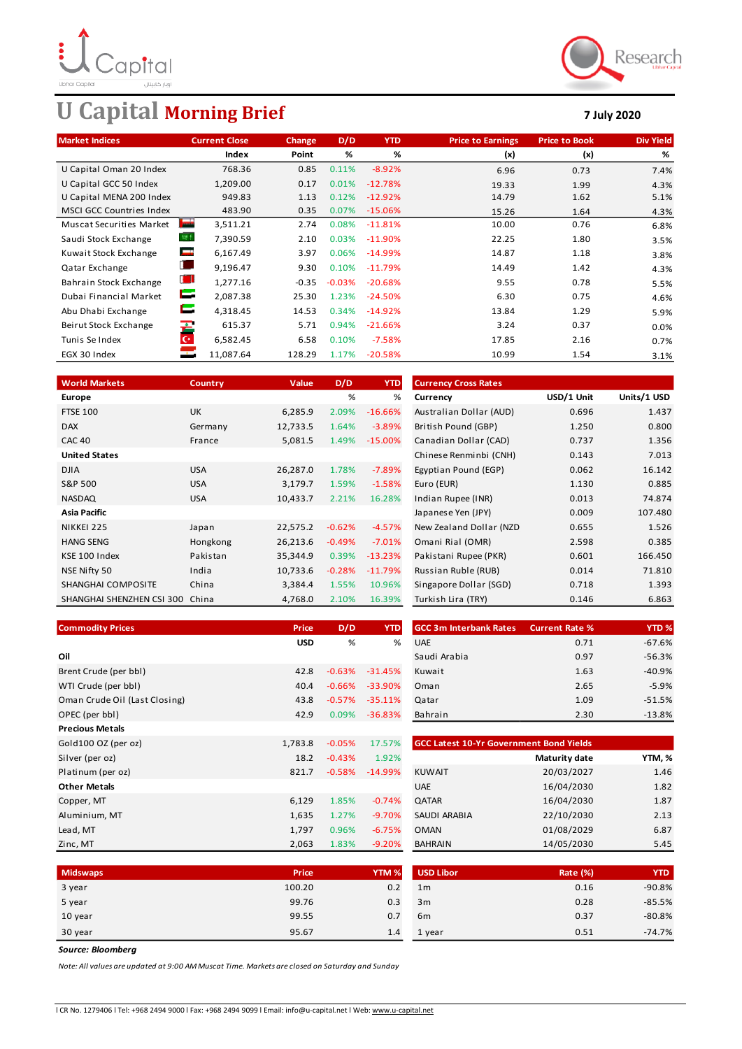# U Capital Morning Brief

**7 July 2020**

| Market Indices | Current Close | Change | D/D | YTD | Price to Earnings | Price to Book | Div Yield |
|---|---|---|---|---|---|---|---|
| | Index | Point | % | % | (x) | (x) | % |
| U Capital Oman 20 Index | 768.36 | 0.85 | 0.11% | -8.92% | 6.96 | 0.73 | 7.4% |
| U Capital GCC 50 Index | 1,209.00 | 0.17 | 0.01% | -12.78% | 19.33 | 1.99 | 4.3% |
| U Capital MENA 200 Index | 949.83 | 1.13 | 0.12% | -12.92% | 14.79 | 1.62 | 5.1% |
| MSCI GCC Countries Index | 483.90 | 0.35 | 0.07% | -15.06% | 15.26 | 1.64 | 4.3% |
| Muscat Securities Market | 3,511.21 | 2.74 | 0.08% | -11.81% | 10.00 | 0.76 | 6.8% |
| Saudi Stock Exchange | 7,390.59 | 2.10 | 0.03% | -11.90% | 22.25 | 1.80 | 3.5% |
| Kuwait Stock Exchange | 6,167.49 | 3.97 | 0.06% | -14.99% | 14.87 | 1.18 | 3.8% |
| Qatar Exchange | 9,196.47 | 9.30 | 0.10% | -11.79% | 14.49 | 1.42 | 4.3% |
| Bahrain Stock Exchange | 1,277.16 | -0.35 | -0.03% | -20.68% | 9.55 | 0.78 | 5.5% |
| Dubai Financial Market | 2,087.38 | 25.30 | 1.23% | -24.50% | 6.30 | 0.75 | 4.6% |
| Abu Dhabi Exchange | 4,318.45 | 14.53 | 0.34% | -14.92% | 13.84 | 1.29 | 5.9% |
| Beirut Stock Exchange | 615.37 | 5.71 | 0.94% | -21.66% | 3.24 | 0.37 | 0.0% |
| Tunis Se Index | 6,582.45 | 6.58 | 0.10% | -7.58% | 17.85 | 2.16 | 0.7% |
| EGX 30 Index | 11,087.64 | 128.29 | 1.17% | -20.58% | 10.99 | 1.54 | 3.1% |

| World Markets | Country | Value | D/D | YTD |
|---|---|---|---|---|
| **Europe** | | | % | % |
| FTSE 100 | UK | 6,285.9 | 2.09% | -16.66% |
| DAX | Germany | 12,733.5 | 1.64% | -3.89% |
| CAC 40 | France | 5,081.5 | 1.49% | -15.00% |
| **United States** | | | | |
| DJIA | USA | 26,287.0 | 1.78% | -7.89% |
| S&P 500 | USA | 3,179.7 | 1.59% | -1.58% |
| NASDAQ | USA | 10,433.7 | 2.21% | 16.28% |
| **Asia Pacific** | | | | |
| NIKKEI 225 | Japan | 22,575.2 | -0.62% | -4.57% |
| HANG SENG | Hongkong | 26,213.6 | -0.49% | -7.01% |
| KSE 100 Index | Pakistan | 35,344.9 | 0.39% | -13.23% |
| NSE Nifty 50 | India | 10,733.6 | -0.28% | -11.79% |
| SHANGHAI COMPOSITE | China | 3,384.4 | 1.55% | 10.96% |
| SHANGHAI SHENZHEN CSI 300 | China | 4,768.0 | 2.10% | 16.39% |

| Currency Cross Rates | USD/1 Unit | Units/1 USD |
|---|---|---|
| **Currency** | | |
| Australian Dollar (AUD) | 0.696 | 1.437 |
| British Pound (GBP) | 1.250 | 0.800 |
| Canadian Dollar (CAD) | 0.737 | 1.356 |
| Chinese Renminbi (CNH) | 0.143 | 7.013 |
| Egyptian Pound (EGP) | 0.062 | 16.142 |
| Euro (EUR) | 1.130 | 0.885 |
| Indian Rupee (INR) | 0.013 | 74.874 |
| Japanese Yen (JPY) | 0.009 | 107.480 |
| New Zealand Dollar (NZD | 0.655 | 1.526 |
| Omani Rial (OMR) | 2.598 | 0.385 |
| Pakistani Rupee (PKR) | 0.601 | 166.450 |
| Russian Ruble (RUB) | 0.014 | 71.810 |
| Singapore Dollar (SGD) | 0.718 | 1.393 |
| Turkish Lira (TRY) | 0.146 | 6.863 |

| Commodity Prices | Price | D/D | YTD |
|---|---|---|---|
| | USD | % | % |
| **Oil** | | | |
| Brent Crude (per bbl) | 42.8 | -0.63% | -31.45% |
| WTI Crude (per bbl) | 40.4 | -0.66% | -33.90% |
| Oman Crude Oil (Last Closing) | 43.8 | -0.57% | -35.11% |
| OPEC (per bbl) | 42.9 | 0.09% | -36.83% |
| **Precious Metals** | | | |
| Gold100 OZ (per oz) | 1,783.8 | -0.05% | 17.57% |
| Silver (per oz) | 18.2 | -0.43% | 1.92% |
| Platinum (per oz) | 821.7 | -0.58% | -14.99% |
| **Other Metals** | | | |
| Copper, MT | 6,129 | 1.85% | -0.74% |
| Aluminium, MT | 1,635 | 1.27% | -9.70% |
| Lead, MT | 1,797 | 0.96% | -6.75% |
| Zinc, MT | 2,063 | 1.83% | -9.20% |

| GCC 3m Interbank Rates | Current Rate % | YTD % |
|---|---|---|
| UAE | 0.71 | -67.6% |
| Saudi Arabia | 0.97 | -56.3% |
| Kuwait | 1.63 | -40.9% |
| Oman | 2.65 | -5.9% |
| Qatar | 1.09 | -51.5% |
| Bahrain | 2.30 | -13.8% |

| GCC Latest 10-Yr Government Bond Yields | Maturity date | YTM, % |
|---|---|---|
| KUWAIT | 20/03/2027 | 1.46 |
| UAE | 16/04/2030 | 1.82 |
| QATAR | 16/04/2030 | 1.87 |
| SAUDI ARABIA | 22/10/2030 | 2.13 |
| OMAN | 01/08/2029 | 6.87 |
| BAHRAIN | 14/05/2030 | 5.45 |

| Midswaps | Price | YTM % |
|---|---|---|
| 3 year | 100.20 | 0.2 |
| 5 year | 99.76 | 0.3 |
| 10 year | 99.55 | 0.7 |
| 30 year | 95.67 | 1.4 |

| USD Libor | Rate (%) | YTD |
|---|---|---|
| 1m | 0.16 | -90.8% |
| 3m | 0.28 | -85.5% |
| 6m | 0.37 | -80.8% |
| 1 year | 0.51 | -74.7% |

***Source: Bloomberg***

*Note: All values are updated at 9:00 AM Muscat Time. Markets are closed on Saturday and Sunday*

I CR No. 1279406 I Tel: +968 2494 9000 I Fax: +968 2494 9099 I Email: info@u-capital.net I Web: www.u-capital.net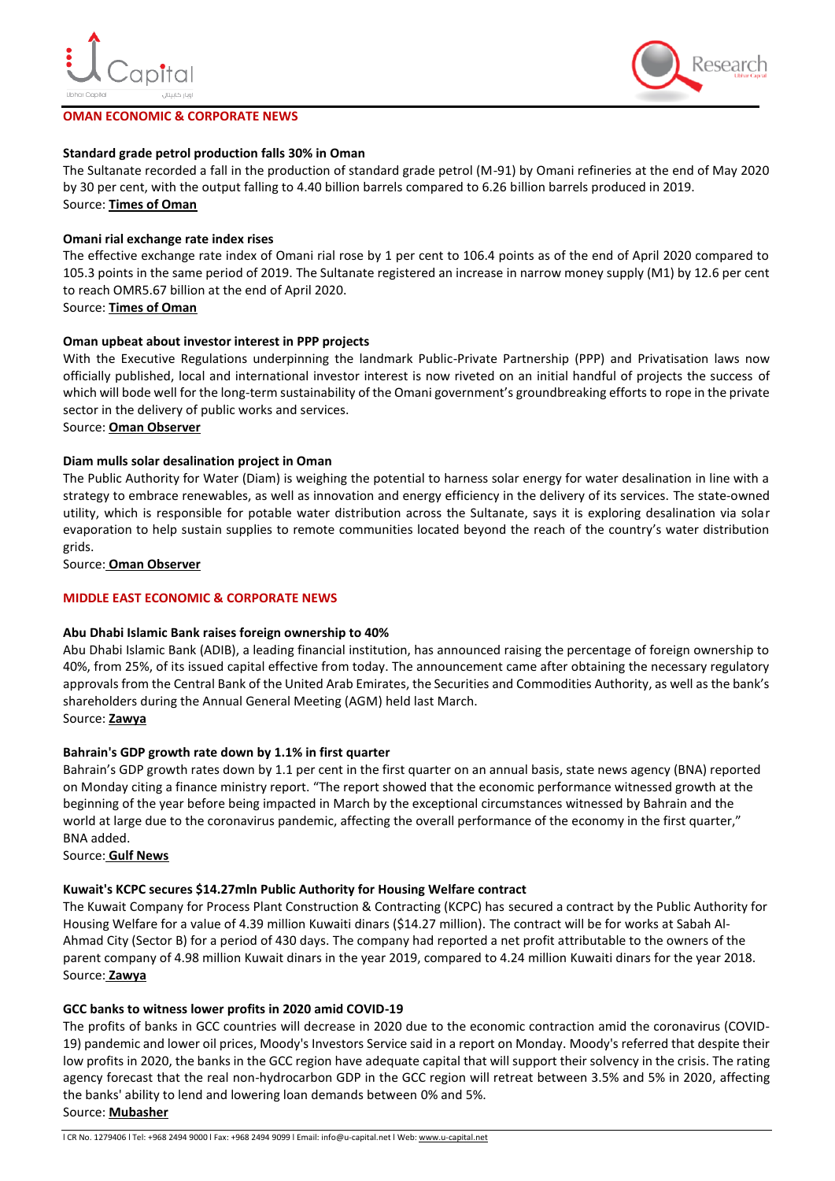## OMAN ECONOMIC & CORPORATE NEWS

### Standard grade petrol production falls 30% in Oman

The Sultanate recorded a fall in the production of standard grade petrol (M-91) by Omani refineries at the end of May 2020 by 30 per cent, with the output falling to 4.40 billion barrels compared to 6.26 billion barrels produced in 2019.

Source: **Times of Oman**

### Omani rial exchange rate index rises

The effective exchange rate index of Omani rial rose by 1 per cent to 106.4 points as of the end of April 2020 compared to 105.3 points in the same period of 2019. The Sultanate registered an increase in narrow money supply (M1) by 12.6 per cent to reach OMR5.67 billion at the end of April 2020.

Source: **Times of Oman**

### Oman upbeat about investor interest in PPP projects

With the Executive Regulations underpinning the landmark Public-Private Partnership (PPP) and Privatisation laws now officially published, local and international investor interest is now riveted on an initial handful of projects the success of which will bode well for the long-term sustainability of the Omani government's groundbreaking efforts to rope in the private sector in the delivery of public works and services.

Source: **Oman Observer**

### Diam mulls solar desalination project in Oman

The Public Authority for Water (Diam) is weighing the potential to harness solar energy for water desalination in line with a strategy to embrace renewables, as well as innovation and energy efficiency in the delivery of its services. The state-owned utility, which is responsible for potable water distribution across the Sultanate, says it is exploring desalination via solar evaporation to help sustain supplies to remote communities located beyond the reach of the country's water distribution grids.

Source: **Oman Observer**

## MIDDLE EAST ECONOMIC & CORPORATE NEWS

### Abu Dhabi Islamic Bank raises foreign ownership to 40%

Abu Dhabi Islamic Bank (ADIB), a leading financial institution, has announced raising the percentage of foreign ownership to 40%, from 25%, of its issued capital effective from today. The announcement came after obtaining the necessary regulatory approvals from the Central Bank of the United Arab Emirates, the Securities and Commodities Authority, as well as the bank's shareholders during the Annual General Meeting (AGM) held last March.

Source: **Zawya**

### Bahrain's GDP growth rate down by 1.1% in first quarter

Bahrain's GDP growth rates down by 1.1 per cent in the first quarter on an annual basis, state news agency (BNA) reported on Monday citing a finance ministry report. "The report showed that the economic performance witnessed growth at the beginning of the year before being impacted in March by the exceptional circumstances witnessed by Bahrain and the world at large due to the coronavirus pandemic, affecting the overall performance of the economy in the first quarter," BNA added.

Source: **Gulf News**

### Kuwait's KCPC secures $14.27mln Public Authority for Housing Welfare contract

The Kuwait Company for Process Plant Construction & Contracting (KCPC) has secured a contract by the Public Authority for Housing Welfare for a value of 4.39 million Kuwaiti dinars ($14.27 million). The contract will be for works at Sabah Al-Ahmad City (Sector B) for a period of 430 days. The company had reported a net profit attributable to the owners of the parent company of 4.98 million Kuwait dinars in the year 2019, compared to 4.24 million Kuwaiti dinars for the year 2018.

Source: **Zawya**

### GCC banks to witness lower profits in 2020 amid COVID-19

The profits of banks in GCC countries will decrease in 2020 due to the economic contraction amid the coronavirus (COVID-19) pandemic and lower oil prices, Moody's Investors Service said in a report on Monday. Moody's referred that despite their low profits in 2020, the banks in the GCC region have adequate capital that will support their solvency in the crisis. The rating agency forecast that the real non-hydrocarbon GDP in the GCC region will retreat between 3.5% and 5% in 2020, affecting the banks' ability to lend and lowering loan demands between 0% and 5%.

Source: **Mubasher**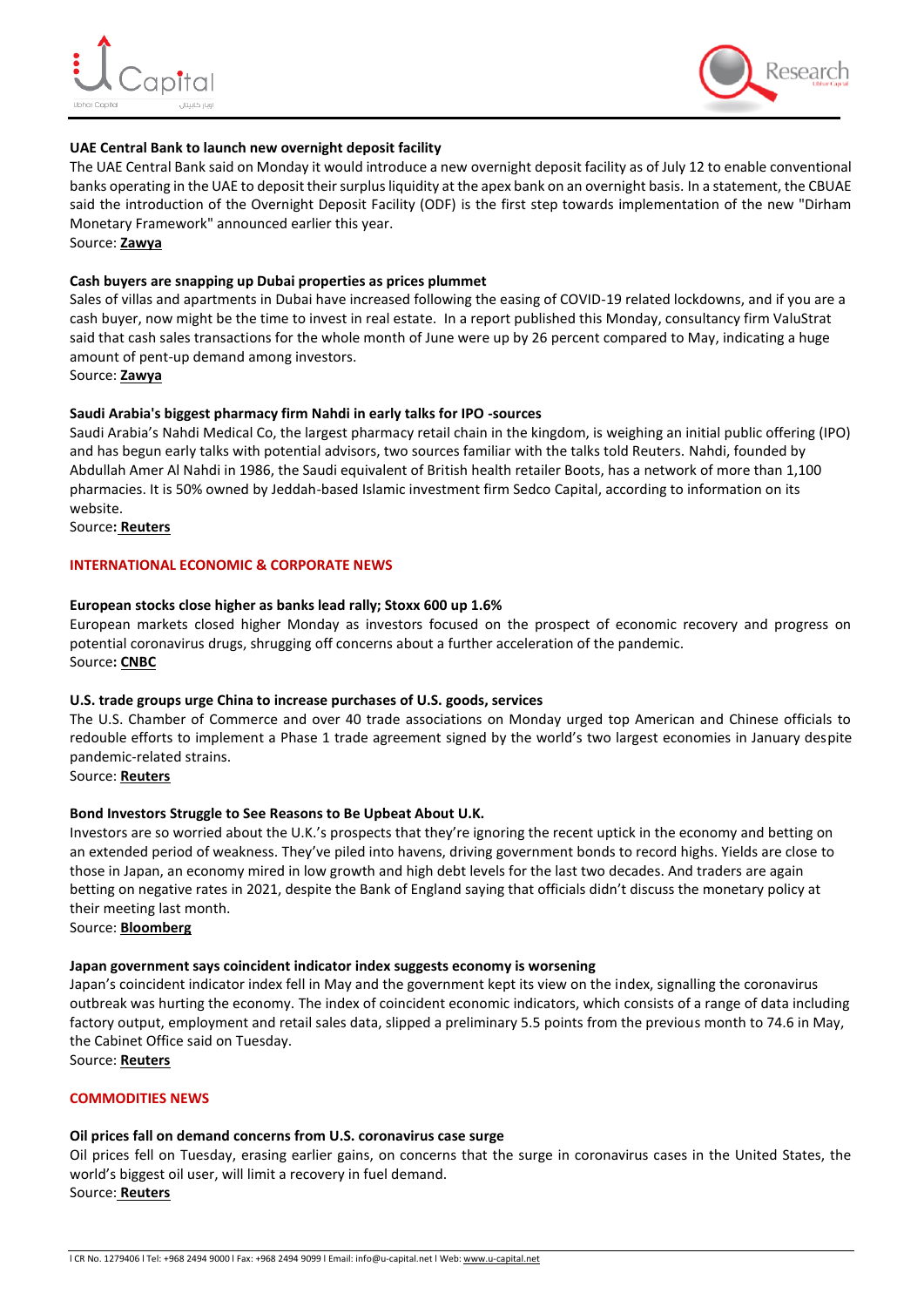**UAE Central Bank to launch new overnight deposit facility**

The UAE Central Bank said on Monday it would introduce a new overnight deposit facility as of July 12 to enable conventional banks operating in the UAE to deposit their surplus liquidity at the apex bank on an overnight basis. In a statement, the CBUAE said the introduction of the Overnight Deposit Facility (ODF) is the first step towards implementation of the new "Dirham Monetary Framework" announced earlier this year.

Source: **Zawya**

**Cash buyers are snapping up Dubai properties as prices plummet**

Sales of villas and apartments in Dubai have increased following the easing of COVID-19 related lockdowns, and if you are a cash buyer, now might be the time to invest in real estate. In a report published this Monday, consultancy firm ValuStrat said that cash sales transactions for the whole month of June were up by 26 percent compared to May, indicating a huge amount of pent-up demand among investors.

Source: **Zawya**

**Saudi Arabia's biggest pharmacy firm Nahdi in early talks for IPO -sources**

Saudi Arabia's Nahdi Medical Co, the largest pharmacy retail chain in the kingdom, is weighing an initial public offering (IPO) and has begun early talks with potential advisors, two sources familiar with the talks told Reuters. Nahdi, founded by Abdullah Amer Al Nahdi in 1986, the Saudi equivalent of British health retailer Boots, has a network of more than 1,100 pharmacies. It is 50% owned by Jeddah-based Islamic investment firm Sedco Capital, according to information on its website.

Source**: Reuters**

## INTERNATIONAL ECONOMIC & CORPORATE NEWS

**European stocks close higher as banks lead rally; Stoxx 600 up 1.6%**

European markets closed higher Monday as investors focused on the prospect of economic recovery and progress on potential coronavirus drugs, shrugging off concerns about a further acceleration of the pandemic.

Source**: CNBC**

**U.S. trade groups urge China to increase purchases of U.S. goods, services**

The U.S. Chamber of Commerce and over 40 trade associations on Monday urged top American and Chinese officials to redouble efforts to implement a Phase 1 trade agreement signed by the world's two largest economies in January despite pandemic-related strains.

Source: **Reuters**

**Bond Investors Struggle to See Reasons to Be Upbeat About U.K.**

Investors are so worried about the U.K.'s prospects that they're ignoring the recent uptick in the economy and betting on an extended period of weakness. They've piled into havens, driving government bonds to record highs. Yields are close to those in Japan, an economy mired in low growth and high debt levels for the last two decades. And traders are again betting on negative rates in 2021, despite the Bank of England saying that officials didn't discuss the monetary policy at their meeting last month.

Source: **Bloomberg**

**Japan government says coincident indicator index suggests economy is worsening**

Japan's coincident indicator index fell in May and the government kept its view on the index, signalling the coronavirus outbreak was hurting the economy. The index of coincident economic indicators, which consists of a range of data including factory output, employment and retail sales data, slipped a preliminary 5.5 points from the previous month to 74.6 in May, the Cabinet Office said on Tuesday.

Source: **Reuters**

## COMMODITIES NEWS

**Oil prices fall on demand concerns from U.S. coronavirus case surge**

Oil prices fell on Tuesday, erasing earlier gains, on concerns that the surge in coronavirus cases in the United States, the world's biggest oil user, will limit a recovery in fuel demand.

Source: **Reuters**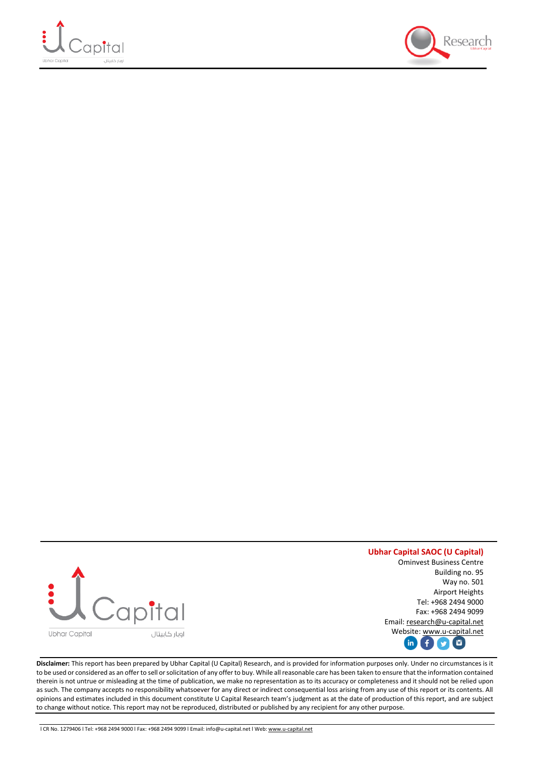**Ubhar Capital SAOC (U Capital)**

Ominvest Business Centre
Building no. 95
Way no. 501
Airport Heights
Tel: +968 2494 9000
Fax: +968 2494 9099
Email: research@u-capital.net
Website: www.u-capital.net

**Disclaimer:** This report has been prepared by Ubhar Capital (U Capital) Research, and is provided for information purposes only. Under no circumstances is it to be used or considered as an offer to sell or solicitation of any offer to buy. While all reasonable care has been taken to ensure that the information contained therein is not untrue or misleading at the time of publication, we make no representation as to its accuracy or completeness and it should not be relied upon as such. The company accepts no responsibility whatsoever for any direct or indirect consequential loss arising from any use of this report or its contents. All opinions and estimates included in this document constitute U Capital Research team's judgment as at the date of production of this report, and are subject to change without notice. This report may not be reproduced, distributed or published by any recipient for any other purpose.

l CR No. 1279406 l Tel: +968 2494 9000 l Fax: +968 2494 9099 l Email: info@u-capital.net l Web: www.u-capital.net